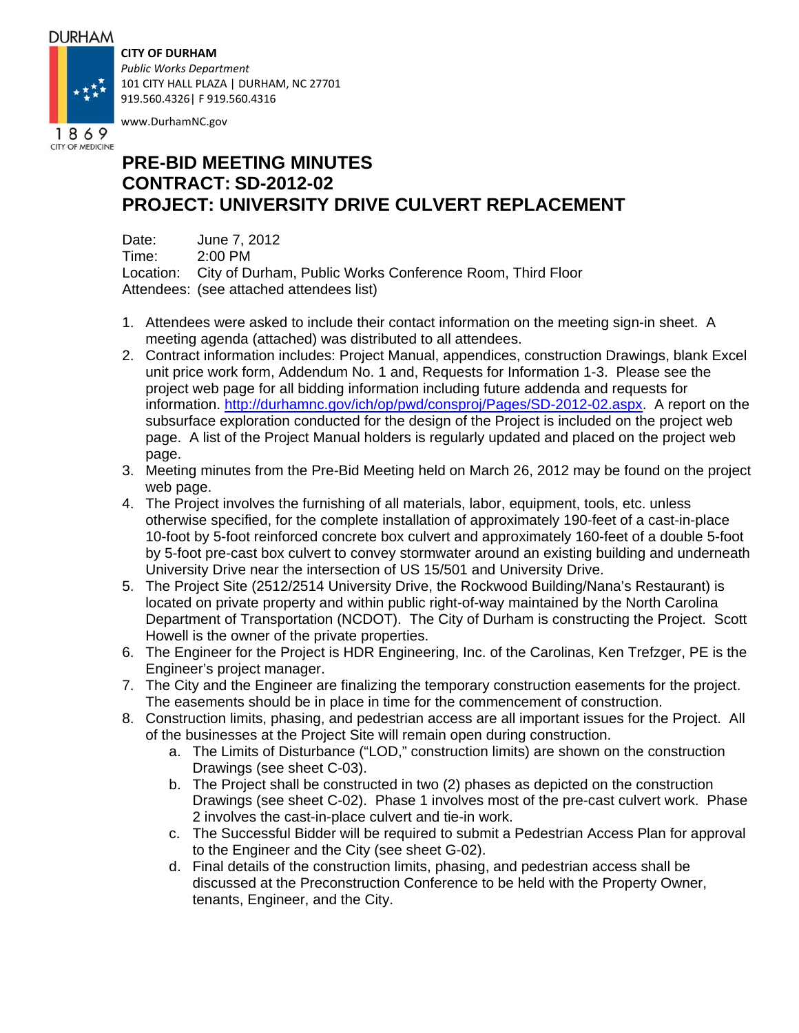DURHAM

1869 CITY OF MEDICINE

**CITY OF DURHAM**
*Public Works Department*
101 CITY HALL PLAZA | DURHAM, NC 27701
919.560.4326| F 919.560.4316
www.DurhamNC.gov

# PRE-BID MEETING MINUTES
# CONTRACT: SD-2012-02
# PROJECT: UNIVERSITY DRIVE CULVERT REPLACEMENT

Date: June 7, 2012
Time: 2:00 PM
Location: City of Durham, Public Works Conference Room, Third Floor
Attendees: (see attached attendees list)

1. Attendees were asked to include their contact information on the meeting sign-in sheet. A meeting agenda (attached) was distributed to all attendees.
2. Contract information includes: Project Manual, appendices, construction Drawings, blank Excel unit price work form, Addendum No. 1 and, Requests for Information 1-3. Please see the project web page for all bidding information including future addenda and requests for information. http://durhamnc.gov/ich/op/pwd/consproj/Pages/SD-2012-02.aspx. A report on the subsurface exploration conducted for the design of the Project is included on the project web page. A list of the Project Manual holders is regularly updated and placed on the project web page.
3. Meeting minutes from the Pre-Bid Meeting held on March 26, 2012 may be found on the project web page.
4. The Project involves the furnishing of all materials, labor, equipment, tools, etc. unless otherwise specified, for the complete installation of approximately 190-feet of a cast-in-place 10-foot by 5-foot reinforced concrete box culvert and approximately 160-feet of a double 5-foot by 5-foot pre-cast box culvert to convey stormwater around an existing building and underneath University Drive near the intersection of US 15/501 and University Drive.
5. The Project Site (2512/2514 University Drive, the Rockwood Building/Nana's Restaurant) is located on private property and within public right-of-way maintained by the North Carolina Department of Transportation (NCDOT). The City of Durham is constructing the Project. Scott Howell is the owner of the private properties.
6. The Engineer for the Project is HDR Engineering, Inc. of the Carolinas, Ken Trefzger, PE is the Engineer's project manager.
7. The City and the Engineer are finalizing the temporary construction easements for the project. The easements should be in place in time for the commencement of construction.
8. Construction limits, phasing, and pedestrian access are all important issues for the Project. All of the businesses at the Project Site will remain open during construction.
   a. The Limits of Disturbance ("LOD," construction limits) are shown on the construction Drawings (see sheet C-03).
   b. The Project shall be constructed in two (2) phases as depicted on the construction Drawings (see sheet C-02). Phase 1 involves most of the pre-cast culvert work. Phase 2 involves the cast-in-place culvert and tie-in work.
   c. The Successful Bidder will be required to submit a Pedestrian Access Plan for approval to the Engineer and the City (see sheet G-02).
   d. Final details of the construction limits, phasing, and pedestrian access shall be discussed at the Preconstruction Conference to be held with the Property Owner, tenants, Engineer, and the City.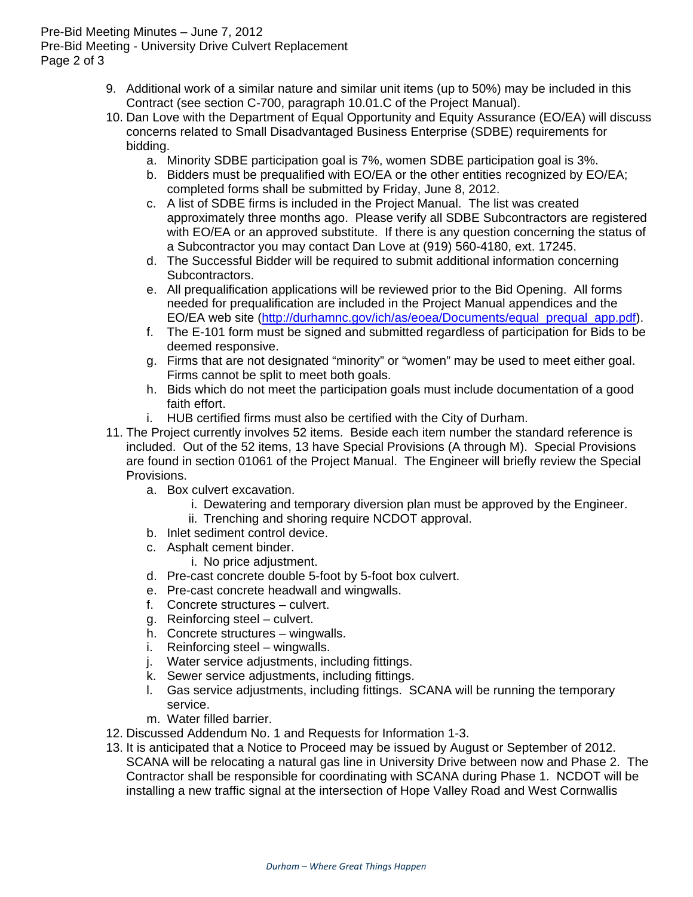9. Additional work of a similar nature and similar unit items (up to 50%) may be included in this Contract (see section C-700, paragraph 10.01.C of the Project Manual).
10. Dan Love with the Department of Equal Opportunity and Equity Assurance (EO/EA) will discuss concerns related to Small Disadvantaged Business Enterprise (SDBE) requirements for bidding.
    a. Minority SDBE participation goal is 7%, women SDBE participation goal is 3%.
    b. Bidders must be prequalified with EO/EA or the other entities recognized by EO/EA; completed forms shall be submitted by Friday, June 8, 2012.
    c. A list of SDBE firms is included in the Project Manual. The list was created approximately three months ago. Please verify all SDBE Subcontractors are registered with EO/EA or an approved substitute. If there is any question concerning the status of a Subcontractor you may contact Dan Love at (919) 560-4180, ext. 17245.
    d. The Successful Bidder will be required to submit additional information concerning Subcontractors.
    e. All prequalification applications will be reviewed prior to the Bid Opening. All forms needed for prequalification are included in the Project Manual appendices and the EO/EA web site (http://durhamnc.gov/ich/as/eoea/Documents/equal_prequal_app.pdf).
    f. The E-101 form must be signed and submitted regardless of participation for Bids to be deemed responsive.
    g. Firms that are not designated "minority" or "women" may be used to meet either goal. Firms cannot be split to meet both goals.
    h. Bids which do not meet the participation goals must include documentation of a good faith effort.
    i. HUB certified firms must also be certified with the City of Durham.
11. The Project currently involves 52 items. Beside each item number the standard reference is included. Out of the 52 items, 13 have Special Provisions (A through M). Special Provisions are found in section 01061 of the Project Manual. The Engineer will briefly review the Special Provisions.
    a. Box culvert excavation.
        i. Dewatering and temporary diversion plan must be approved by the Engineer.
        ii. Trenching and shoring require NCDOT approval.
    b. Inlet sediment control device.
    c. Asphalt cement binder.
        i. No price adjustment.
    d. Pre-cast concrete double 5-foot by 5-foot box culvert.
    e. Pre-cast concrete headwall and wingwalls.
    f. Concrete structures – culvert.
    g. Reinforcing steel – culvert.
    h. Concrete structures – wingwalls.
    i. Reinforcing steel – wingwalls.
    j. Water service adjustments, including fittings.
    k. Sewer service adjustments, including fittings.
    l. Gas service adjustments, including fittings. SCANA will be running the temporary service.
    m. Water filled barrier.
12. Discussed Addendum No. 1 and Requests for Information 1-3.
13. It is anticipated that a Notice to Proceed may be issued by August or September of 2012. SCANA will be relocating a natural gas line in University Drive between now and Phase 2. The Contractor shall be responsible for coordinating with SCANA during Phase 1. NCDOT will be installing a new traffic signal at the intersection of Hope Valley Road and West Cornwallis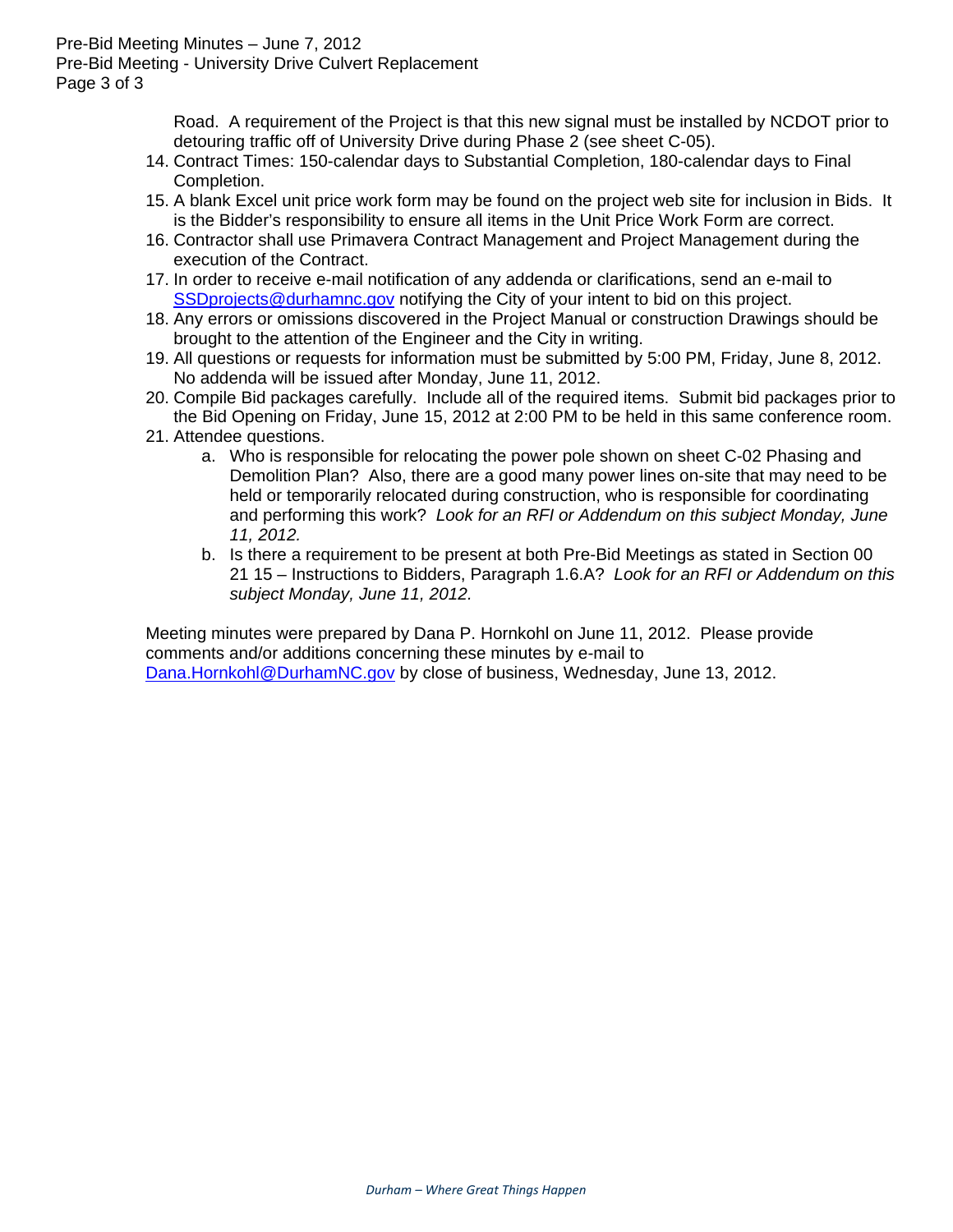Road. A requirement of the Project is that this new signal must be installed by NCDOT prior to detouring traffic off of University Drive during Phase 2 (see sheet C-05).

14. Contract Times: 150-calendar days to Substantial Completion, 180-calendar days to Final Completion.
15. A blank Excel unit price work form may be found on the project web site for inclusion in Bids. It is the Bidder's responsibility to ensure all items in the Unit Price Work Form are correct.
16. Contractor shall use Primavera Contract Management and Project Management during the execution of the Contract.
17. In order to receive e-mail notification of any addenda or clarifications, send an e-mail to SSDprojects@durhamnc.gov notifying the City of your intent to bid on this project.
18. Any errors or omissions discovered in the Project Manual or construction Drawings should be brought to the attention of the Engineer and the City in writing.
19. All questions or requests for information must be submitted by 5:00 PM, Friday, June 8, 2012. No addenda will be issued after Monday, June 11, 2012.
20. Compile Bid packages carefully. Include all of the required items. Submit bid packages prior to the Bid Opening on Friday, June 15, 2012 at 2:00 PM to be held in this same conference room.
21. Attendee questions.
    a. Who is responsible for relocating the power pole shown on sheet C-02 Phasing and Demolition Plan? Also, there are a good many power lines on-site that may need to be held or temporarily relocated during construction, who is responsible for coordinating and performing this work? *Look for an RFI or Addendum on this subject Monday, June 11, 2012.*
    b. Is there a requirement to be present at both Pre-Bid Meetings as stated in Section 00 21 15 – Instructions to Bidders, Paragraph 1.6.A? *Look for an RFI or Addendum on this subject Monday, June 11, 2012.*

Meeting minutes were prepared by Dana P. Hornkohl on June 11, 2012. Please provide comments and/or additions concerning these minutes by e-mail to Dana.Hornkohl@DurhamNC.gov by close of business, Wednesday, June 13, 2012.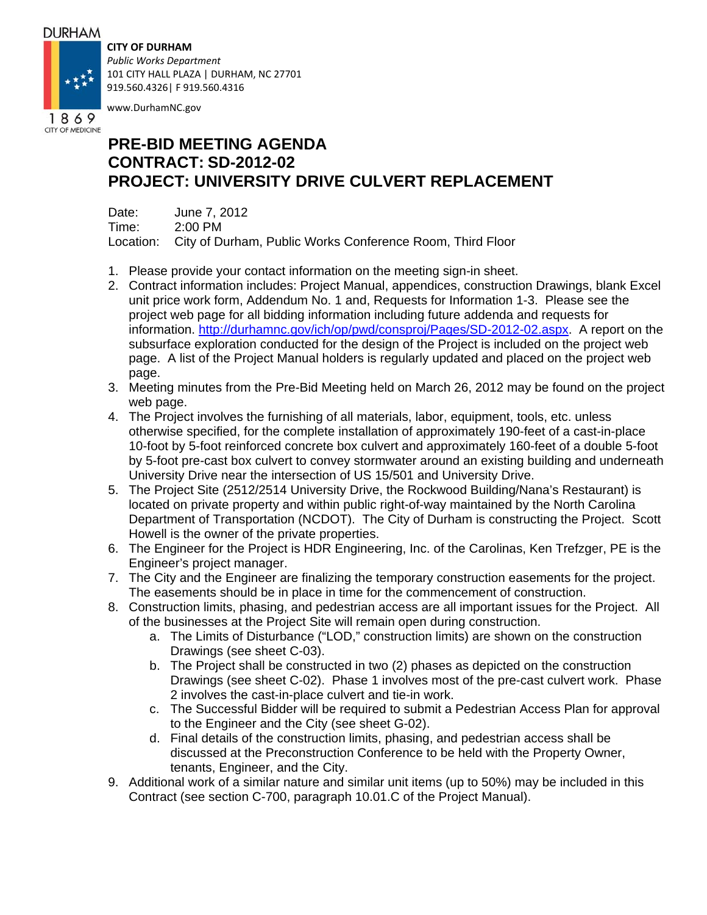DURHAM

1869 CITY OF MEDICINE

**CITY OF DURHAM**
*Public Works Department*
101 CITY HALL PLAZA | DURHAM, NC 27701
919.560.4326| F 919.560.4316
www.DurhamNC.gov

# PRE-BID MEETING AGENDA
# CONTRACT: SD-2012-02
# PROJECT: UNIVERSITY DRIVE CULVERT REPLACEMENT

Date: June 7, 2012
Time: 2:00 PM
Location: City of Durham, Public Works Conference Room, Third Floor

1. Please provide your contact information on the meeting sign-in sheet.
2. Contract information includes: Project Manual, appendices, construction Drawings, blank Excel unit price work form, Addendum No. 1 and, Requests for Information 1-3. Please see the project web page for all bidding information including future addenda and requests for information. http://durhamnc.gov/ich/op/pwd/consproj/Pages/SD-2012-02.aspx. A report on the subsurface exploration conducted for the design of the Project is included on the project web page. A list of the Project Manual holders is regularly updated and placed on the project web page.
3. Meeting minutes from the Pre-Bid Meeting held on March 26, 2012 may be found on the project web page.
4. The Project involves the furnishing of all materials, labor, equipment, tools, etc. unless otherwise specified, for the complete installation of approximately 190-feet of a cast-in-place 10-foot by 5-foot reinforced concrete box culvert and approximately 160-feet of a double 5-foot by 5-foot pre-cast box culvert to convey stormwater around an existing building and underneath University Drive near the intersection of US 15/501 and University Drive.
5. The Project Site (2512/2514 University Drive, the Rockwood Building/Nana's Restaurant) is located on private property and within public right-of-way maintained by the North Carolina Department of Transportation (NCDOT). The City of Durham is constructing the Project. Scott Howell is the owner of the private properties.
6. The Engineer for the Project is HDR Engineering, Inc. of the Carolinas, Ken Trefzger, PE is the Engineer's project manager.
7. The City and the Engineer are finalizing the temporary construction easements for the project. The easements should be in place in time for the commencement of construction.
8. Construction limits, phasing, and pedestrian access are all important issues for the Project. All of the businesses at the Project Site will remain open during construction.
   a. The Limits of Disturbance ("LOD," construction limits) are shown on the construction Drawings (see sheet C-03).
   b. The Project shall be constructed in two (2) phases as depicted on the construction Drawings (see sheet C-02). Phase 1 involves most of the pre-cast culvert work. Phase 2 involves the cast-in-place culvert and tie-in work.
   c. The Successful Bidder will be required to submit a Pedestrian Access Plan for approval to the Engineer and the City (see sheet G-02).
   d. Final details of the construction limits, phasing, and pedestrian access shall be discussed at the Preconstruction Conference to be held with the Property Owner, tenants, Engineer, and the City.
9. Additional work of a similar nature and similar unit items (up to 50%) may be included in this Contract (see section C-700, paragraph 10.01.C of the Project Manual).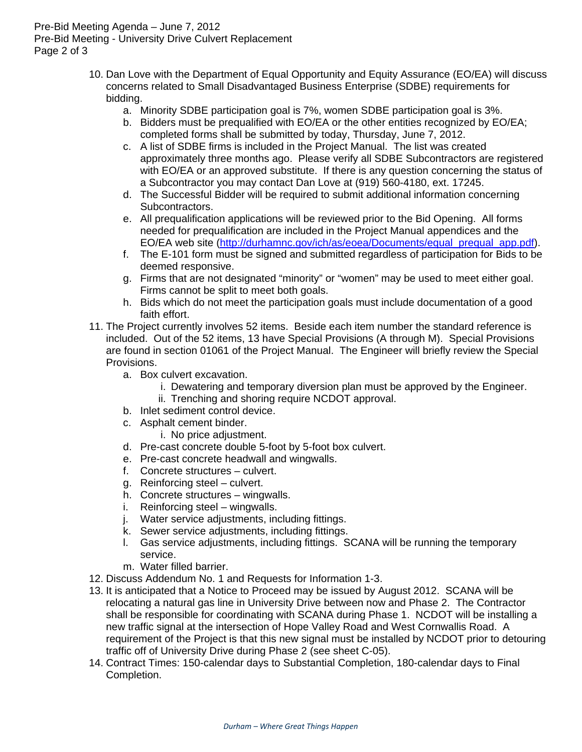10. Dan Love with the Department of Equal Opportunity and Equity Assurance (EO/EA) will discuss concerns related to Small Disadvantaged Business Enterprise (SDBE) requirements for bidding.
    a. Minority SDBE participation goal is 7%, women SDBE participation goal is 3%.
    b. Bidders must be prequalified with EO/EA or the other entities recognized by EO/EA; completed forms shall be submitted by today, Thursday, June 7, 2012.
    c. A list of SDBE firms is included in the Project Manual. The list was created approximately three months ago. Please verify all SDBE Subcontractors are registered with EO/EA or an approved substitute. If there is any question concerning the status of a Subcontractor you may contact Dan Love at (919) 560-4180, ext. 17245.
    d. The Successful Bidder will be required to submit additional information concerning Subcontractors.
    e. All prequalification applications will be reviewed prior to the Bid Opening. All forms needed for prequalification are included in the Project Manual appendices and the EO/EA web site (http://durhamnc.gov/ich/as/eoea/Documents/equal_prequal_app.pdf).
    f. The E-101 form must be signed and submitted regardless of participation for Bids to be deemed responsive.
    g. Firms that are not designated "minority" or "women" may be used to meet either goal. Firms cannot be split to meet both goals.
    h. Bids which do not meet the participation goals must include documentation of a good faith effort.
11. The Project currently involves 52 items. Beside each item number the standard reference is included. Out of the 52 items, 13 have Special Provisions (A through M). Special Provisions are found in section 01061 of the Project Manual. The Engineer will briefly review the Special Provisions.
    a. Box culvert excavation.
        i. Dewatering and temporary diversion plan must be approved by the Engineer.
        ii. Trenching and shoring require NCDOT approval.
    b. Inlet sediment control device.
    c. Asphalt cement binder.
        i. No price adjustment.
    d. Pre-cast concrete double 5-foot by 5-foot box culvert.
    e. Pre-cast concrete headwall and wingwalls.
    f. Concrete structures – culvert.
    g. Reinforcing steel – culvert.
    h. Concrete structures – wingwalls.
    i. Reinforcing steel – wingwalls.
    j. Water service adjustments, including fittings.
    k. Sewer service adjustments, including fittings.
    l. Gas service adjustments, including fittings. SCANA will be running the temporary service.
    m. Water filled barrier.
12. Discuss Addendum No. 1 and Requests for Information 1-3.
13. It is anticipated that a Notice to Proceed may be issued by August 2012. SCANA will be relocating a natural gas line in University Drive between now and Phase 2. The Contractor shall be responsible for coordinating with SCANA during Phase 1. NCDOT will be installing a new traffic signal at the intersection of Hope Valley Road and West Cornwallis Road. A requirement of the Project is that this new signal must be installed by NCDOT prior to detouring traffic off of University Drive during Phase 2 (see sheet C-05).
14. Contract Times: 150-calendar days to Substantial Completion, 180-calendar days to Final Completion.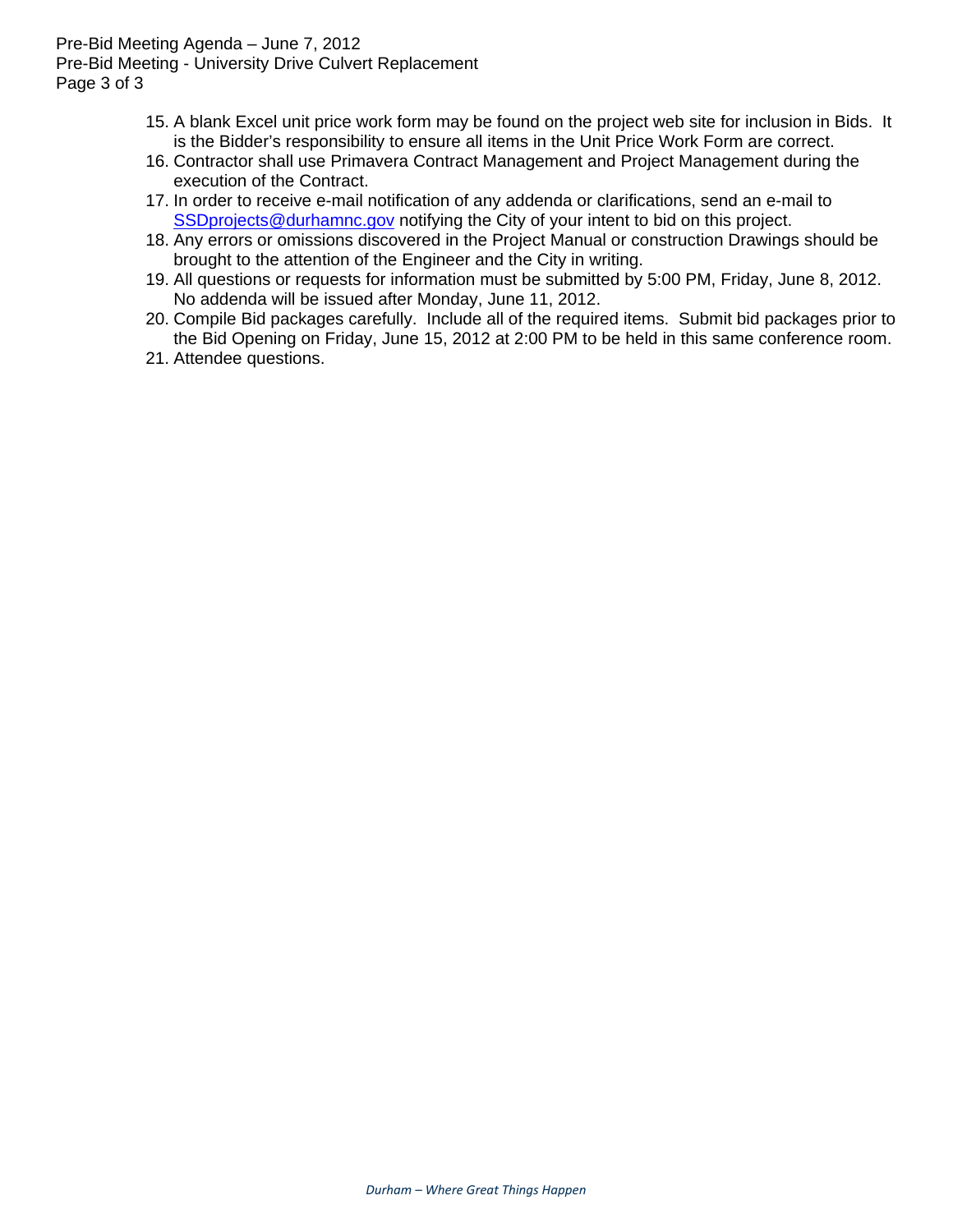15. A blank Excel unit price work form may be found on the project web site for inclusion in Bids. It is the Bidder's responsibility to ensure all items in the Unit Price Work Form are correct.
16. Contractor shall use Primavera Contract Management and Project Management during the execution of the Contract.
17. In order to receive e-mail notification of any addenda or clarifications, send an e-mail to SSDprojects@durhamnc.gov notifying the City of your intent to bid on this project.
18. Any errors or omissions discovered in the Project Manual or construction Drawings should be brought to the attention of the Engineer and the City in writing.
19. All questions or requests for information must be submitted by 5:00 PM, Friday, June 8, 2012. No addenda will be issued after Monday, June 11, 2012.
20. Compile Bid packages carefully. Include all of the required items. Submit bid packages prior to the Bid Opening on Friday, June 15, 2012 at 2:00 PM to be held in this same conference room.
21. Attendee questions.